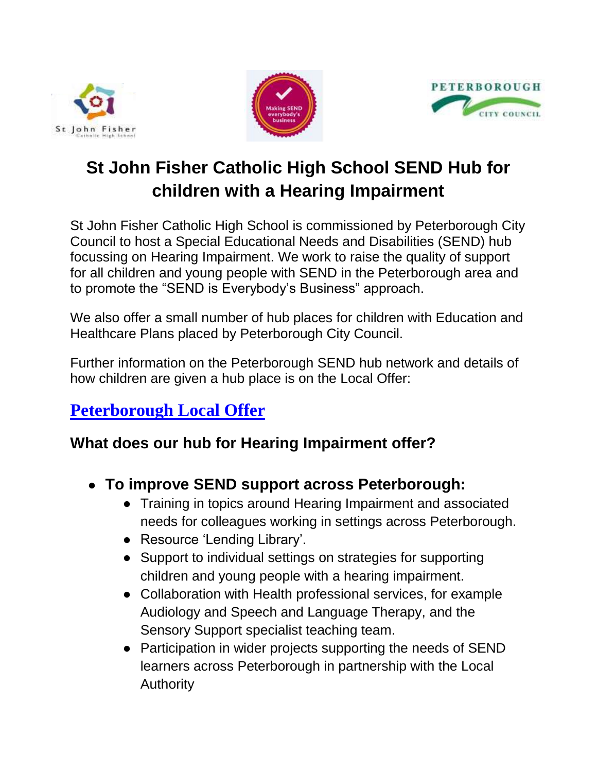# St John Fisher Catholic High School SEND Hub for children with a Hearing Impairment

St John Fisher Catholic High School is commissioned by Peterborough City Council to host a Special Educational Needs and Disabilities (SEND) hub focussing on Hearing Impairment. We work to raise the quality of support for all children and young people with SEND in the Peterborough area and to promote the "SEND is Everybody's Business" approach.

We also offer a small number of hub places for children with Education and Healthcare Plans placed by Peterborough City Council.

Further information on the Peterborough SEND hub network and details of how children are given a hub place is on the Local Offer:

## Peterborough Local Offer

### What does our hub for Hearing Impairment offer?

- **To improve SEND support across Peterborough:**
  - Training in topics around Hearing Impairment and associated needs for colleagues working in settings across Peterborough.
  - Resource 'Lending Library'.
  - Support to individual settings on strategies for supporting children and young people with a hearing impairment.
  - Collaboration with Health professional services, for example Audiology and Speech and Language Therapy, and the Sensory Support specialist teaching team.
  - Participation in wider projects supporting the needs of SEND learners across Peterborough in partnership with the Local Authority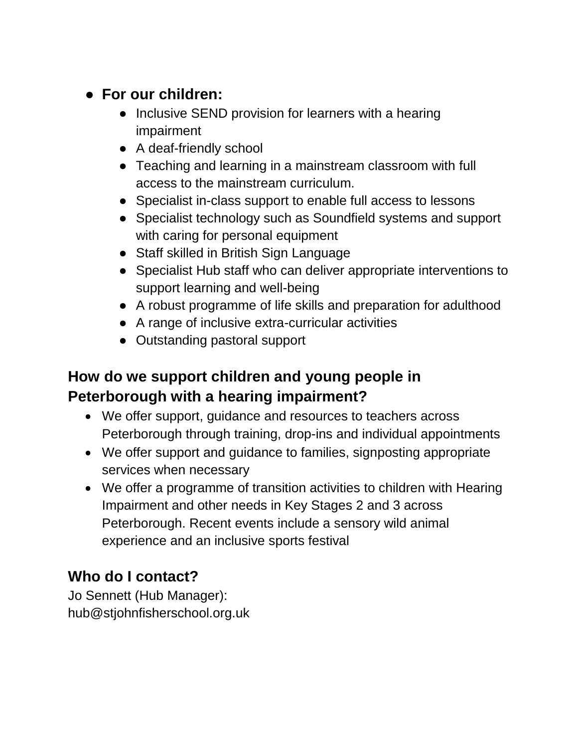- **For our children:**
  - Inclusive SEND provision for learners with a hearing impairment
  - A deaf-friendly school
  - Teaching and learning in a mainstream classroom with full access to the mainstream curriculum.
  - Specialist in-class support to enable full access to lessons
  - Specialist technology such as Soundfield systems and support with caring for personal equipment
  - Staff skilled in British Sign Language
  - Specialist Hub staff who can deliver appropriate interventions to support learning and well-being
  - A robust programme of life skills and preparation for adulthood
  - A range of inclusive extra-curricular activities
  - Outstanding pastoral support

## How do we support children and young people in Peterborough with a hearing impairment?

- We offer support, guidance and resources to teachers across Peterborough through training, drop-ins and individual appointments
- We offer support and guidance to families, signposting appropriate services when necessary
- We offer a programme of transition activities to children with Hearing Impairment and other needs in Key Stages 2 and 3 across Peterborough. Recent events include a sensory wild animal experience and an inclusive sports festival

## Who do I contact?

Jo Sennett (Hub Manager):
hub@stjohnfisherschool.org.uk